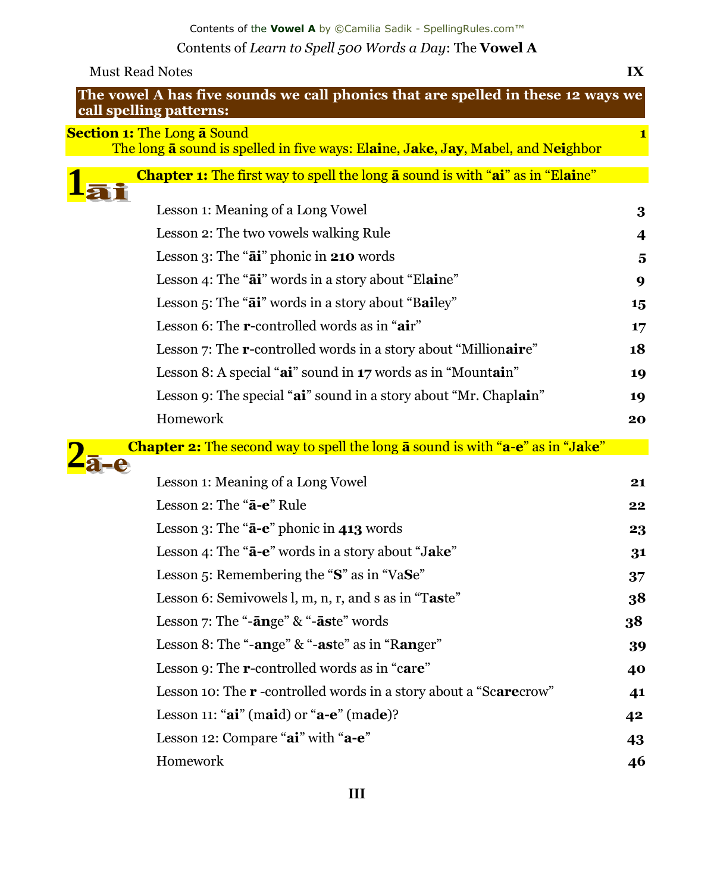Contents of the **Vowel A** by ©Camilia Sadik - SpellingRules.com™

# Contents of *Learn to Spell 500 Words a Day*: The **Vowel A**

Must Read Notes IX

**The vowel A has five sounds we call phonics that are spelled in these 12 ways we call spelling patterns:**

## **Section 1:** The Long **ā** Sound 1

The long **ā** sound is spelled in five ways: El**ai**ne, J**a**k**e**, J**ay**, M**a**bel, and N**ei**ghbor

### 1 āi — **Chapter 1:** The first way to spell the long **ā** sound is with "**ai**" as in "El**ai**ne"

| Lesson | Page |
|---|---|
| Lesson 1: Meaning of a Long Vowel | 3 |
| Lesson 2: The two vowels walking Rule | 4 |
| Lesson 3: The "**āi**" phonic in **210** words | 5 |
| Lesson 4: The "**āi**" words in a story about "El**ai**ne" | 9 |
| Lesson 5: The "**āi**" words in a story about "B**ai**ley" | 15 |
| Lesson 6: The **r**-controlled words as in "**air**" | 17 |
| Lesson 7: The **r**-controlled words in a story about "Million**air**e" | 18 |
| Lesson 8: A special "**ai**" sound in **17** words as in "Mount**ai**n" | 19 |
| Lesson 9: The special "**ai**" sound in a story about "Mr. Chapl**ai**n" | 19 |
| Homework | 20 |

### 2 ā-e — **Chapter 2:** The second way to spell the long **ā** sound is with "**a-e**" as in "J**a**k**e**"

| Lesson | Page |
|---|---|
| Lesson 1: Meaning of a Long Vowel | 21 |
| Lesson 2: The "**ā-e**" Rule | 22 |
| Lesson 3: The "**ā-e**" phonic in **413** words | 23 |
| Lesson 4: The "**ā-e**" words in a story about "J**a**k**e**" | 31 |
| Lesson 5: Remembering the "**S**" as in "Va**S**e" | 37 |
| Lesson 6: Semivowels l, m, n, r, and s as in "T**as**te" | 38 |
| Lesson 7: The "-**ān**ge" & "-**ās**te" words | 38 |
| Lesson 8: The "-**an**ge" & "-**as**te" as in "R**an**ger" | 39 |
| Lesson 9: The **r**-controlled words as in "c**are**" | 40 |
| Lesson 10: The **r** -controlled words in a story about a "Sc**are**crow" | 41 |
| Lesson 11: "**ai**" (m**ai**d) or "**a-e**" (m**a**d**e**)? | 42 |
| Lesson 12: Compare "**ai**" with "**a-e**" | 43 |
| Homework | 46 |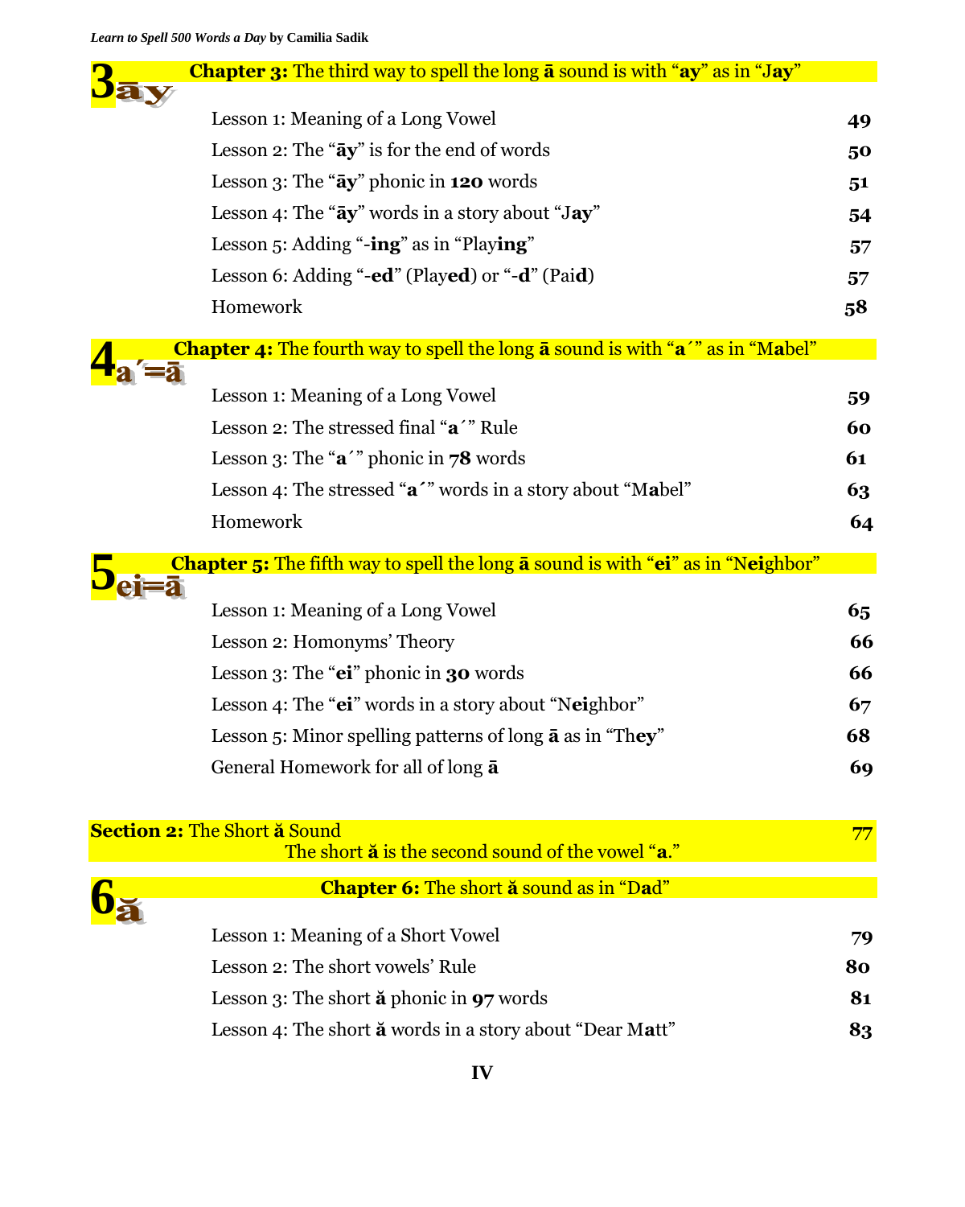## 3 āy — **Chapter 3:** The third way to spell the long **ā** sound is with "**ay**" as in "J**ay**"

| | |
|---|---|
| Lesson 1: Meaning of a Long Vowel | **49** |
| Lesson 2: The "**āy**" is for the end of words | **50** |
| Lesson 3: The "**āy**" phonic in **120** words | **51** |
| Lesson 4: The "**āy**" words in a story about "J**ay**" | **54** |
| Lesson 5: Adding "-**ing**" as in "Play**ing**" | **57** |
| Lesson 6: Adding "-**ed**" (Play**ed**) or "-**d**" (Pai**d**) | **57** |
| Homework | **58** |

## 4 a´=ā — **Chapter 4:** The fourth way to spell the long **ā** sound is with "**a´**" as in "M**a**bel"

| | |
|---|---|
| Lesson 1: Meaning of a Long Vowel | **59** |
| Lesson 2: The stressed final "**a´**" Rule | **60** |
| Lesson 3: The "**a´**" phonic in **78** words | **61** |
| Lesson 4: The stressed "**a´**" words in a story about "M**a**bel" | **63** |
| Homework | **64** |

## 5 ei=ā — **Chapter 5:** The fifth way to spell the long **ā** sound is with "**ei**" as in "N**ei**ghbor"

| | |
|---|---|
| Lesson 1: Meaning of a Long Vowel | **65** |
| Lesson 2: Homonyms' Theory | **66** |
| Lesson 3: The "**ei**" phonic in **30** words | **66** |
| Lesson 4: The "**ei**" words in a story about "N**ei**ghbor" | **67** |
| Lesson 5: Minor spelling patterns of long **ā** as in "Th**ey**" | **68** |
| General Homework for all of long **ā** | **69** |

## **Section 2:** The Short ă Sound — 77

The short **ă** is the second sound of the vowel "**a**."

## 6 ă — **Chapter 6:** The short **ă** sound as in "D**a**d"

| | |
|---|---|
| Lesson 1: Meaning of a Short Vowel | **79** |
| Lesson 2: The short vowels' Rule | **80** |
| Lesson 3: The short **ă** phonic in **97** words | **81** |
| Lesson 4: The short **ă** words in a story about "Dear M**a**tt" | **83** |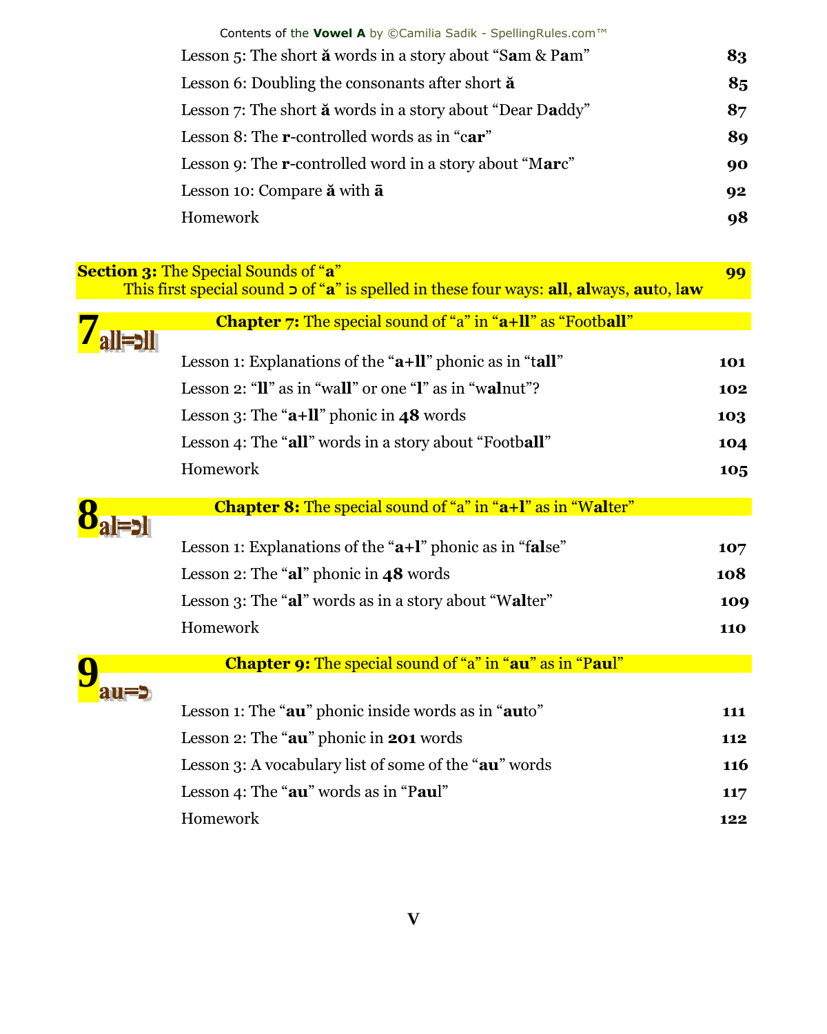| | |
|---|---|
| Lesson 5: The short **ă** words in a story about "S**a**m & P**a**m" | **83** |
| Lesson 6: Doubling the consonants after short **ă** | **85** |
| Lesson 7: The short **ă** words in a story about "Dear D**a**ddy" | **87** |
| Lesson 8: The **r**-controlled words as in "c**ar**" | **89** |
| Lesson 9: The **r**-controlled word in a story about "M**ar**c" | **90** |
| Lesson 10: Compare **ă** with **ā** | **92** |
| Homework | **98** |

**Section 3:** The Special Sounds of "**a**" **99**

This first special sound ɔ of "**a**" is spelled in these four ways: **all**, **al**ways, **au**to, l**aw**

## 7 all=ɔll — **Chapter 7:** The special sound of "a" in "**a+ll**" as "Footb**all**"

| | |
|---|---|
| Lesson 1: Explanations of the "**a+ll**" phonic as in "t**all**" | **101** |
| Lesson 2: "**ll**" as in "wa**ll**" or one "**l**" as in "w**al**nut"? | **102** |
| Lesson 3: The "**a+ll**" phonic in **48** words | **103** |
| Lesson 4: The "**all**" words in a story about "Footb**all**" | **104** |
| Homework | **105** |

## 8 al=ɔl — **Chapter 8:** The special sound of "a" in "**a+l**" as in "W**al**ter"

| | |
|---|---|
| Lesson 1: Explanations of the "**a+l**" phonic as in "f**al**se" | **107** |
| Lesson 2: The "**al**" phonic in **48** words | **108** |
| Lesson 3: The "**al**" words as in a story about "W**al**ter" | **109** |
| Homework | **110** |

## 9 au=ɔ — **Chapter 9:** The special sound of "a" in "**au**" as in "P**au**l"

| | |
|---|---|
| Lesson 1: The "**au**" phonic inside words as in "**au**to" | **111** |
| Lesson 2: The "**au**" phonic in **201** words | **112** |
| Lesson 3: A vocabulary list of some of the "**au**" words | **116** |
| Lesson 4: The "**au**" words as in "P**au**l" | **117** |
| Homework | **122** |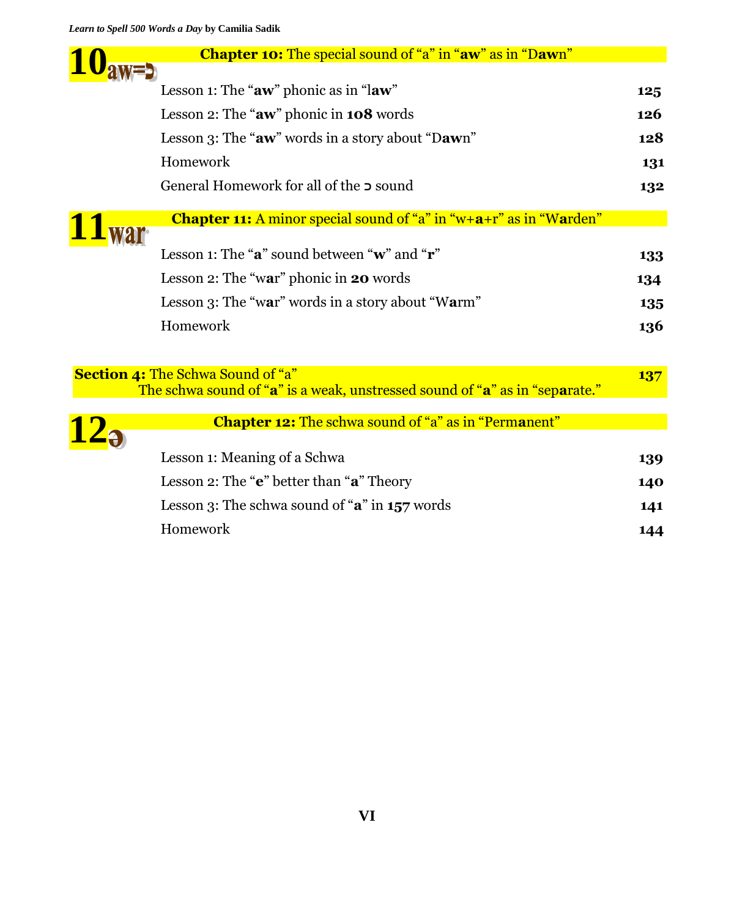**10** aw=ɔ **Chapter 10:** The special sound of "a" in "**aw**" as in "D**aw**n"

| | |
|---|---|
| Lesson 1: The "**aw**" phonic as in "l**aw**" | **125** |
| Lesson 2: The "**aw**" phonic in **108** words | **126** |
| Lesson 3: The "**aw**" words in a story about "D**aw**n" | **128** |
| Homework | **131** |
| General Homework for all of the ɔ sound | **132** |

**11** war **Chapter 11:** A minor special sound of "a" in "w+**a**+r" as in "W**a**rden"

| | |
|---|---|
| Lesson 1: The "**a**" sound between "**w**" and "**r**" | **133** |
| Lesson 2: The "w**a**r" phonic in **20** words | **134** |
| Lesson 3: The "w**a**r" words in a story about "W**a**rm" | **135** |
| Homework | **136** |

**Section 4:** The Schwa Sound of "a" **137**

The schwa sound of "**a**" is a weak, unstressed sound of "**a**" as in "sep**a**rate."

**12** ə **Chapter 12:** The schwa sound of "a" as in "Perm**a**nent"

| | |
|---|---|
| Lesson 1: Meaning of a Schwa | **139** |
| Lesson 2: The "**e**" better than "**a**" Theory | **140** |
| Lesson 3: The schwa sound of "**a**" in **157** words | **141** |
| Homework | **144** |